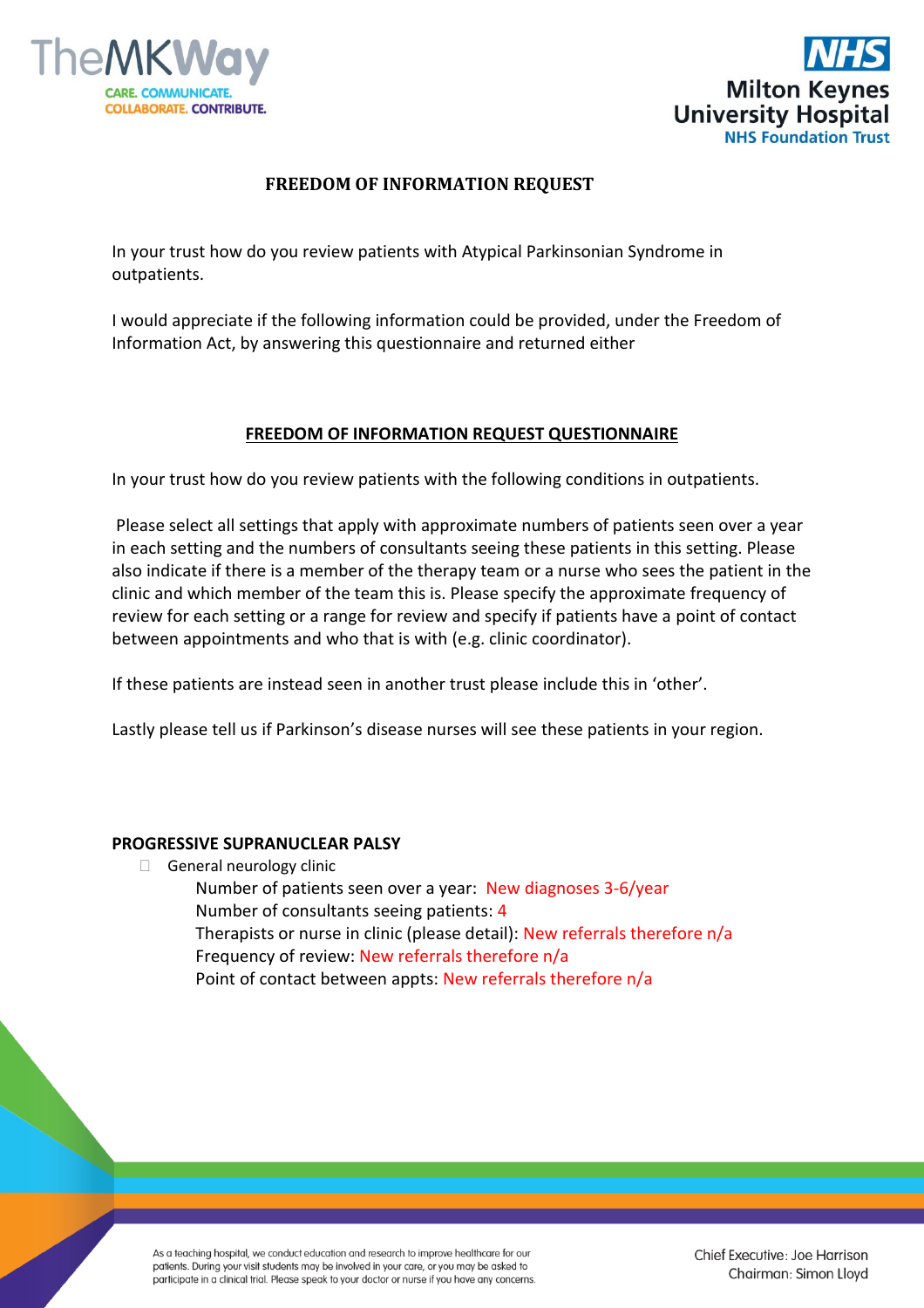# FREEDOM OF INFORMATION REQUEST

In your trust how do you review patients with Atypical Parkinsonian Syndrome in outpatients.

I would appreciate if the following information could be provided, under the Freedom of Information Act, by answering this questionnaire and returned either

## FREEDOM OF INFORMATION REQUEST QUESTIONNAIRE

In your trust how do you review patients with the following conditions in outpatients.

Please select all settings that apply with approximate numbers of patients seen over a year in each setting and the numbers of consultants seeing these patients in this setting. Please also indicate if there is a member of the therapy team or a nurse who sees the patient in the clinic and which member of the team this is. Please specify the approximate frequency of review for each setting or a range for review and specify if patients have a point of contact between appointments and who that is with (e.g. clinic coordinator).

If these patients are instead seen in another trust please include this in 'other'.

Lastly please tell us if Parkinson's disease nurses will see these patients in your region.

### PROGRESSIVE SUPRANUCLEAR PALSY

- ☐ General neurology clinic
  - Number of patients seen over a year: New diagnoses 3-6/year
  - Number of consultants seeing patients: 4
  - Therapists or nurse in clinic (please detail): New referrals therefore n/a
  - Frequency of review: New referrals therefore n/a
  - Point of contact between appts: New referrals therefore n/a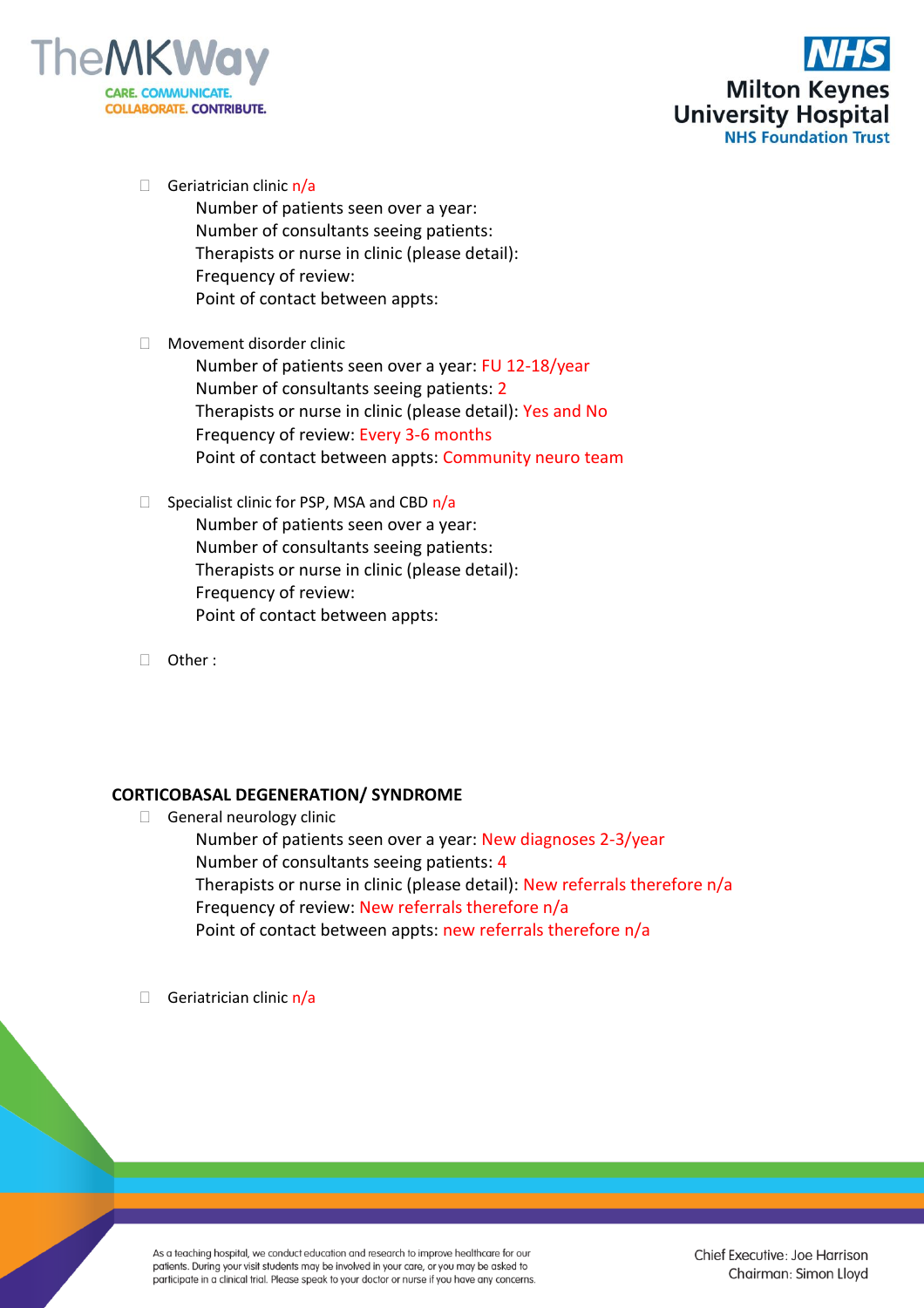- Geriatrician clinic n/a
  - Number of patients seen over a year:
  - Number of consultants seeing patients:
  - Therapists or nurse in clinic (please detail):
  - Frequency of review:
  - Point of contact between appts:

- Movement disorder clinic
  - Number of patients seen over a year: FU 12-18/year
  - Number of consultants seeing patients: 2
  - Therapists or nurse in clinic (please detail): Yes and No
  - Frequency of review: Every 3-6 months
  - Point of contact between appts: Community neuro team

- Specialist clinic for PSP, MSA and CBD n/a
  - Number of patients seen over a year:
  - Number of consultants seeing patients:
  - Therapists or nurse in clinic (please detail):
  - Frequency of review:
  - Point of contact between appts:

- Other :

**CORTICOBASAL DEGENERATION/ SYNDROME**

- General neurology clinic
  - Number of patients seen over a year: New diagnoses 2-3/year
  - Number of consultants seeing patients: 4
  - Therapists or nurse in clinic (please detail): New referrals therefore n/a
  - Frequency of review: New referrals therefore n/a
  - Point of contact between appts: new referrals therefore n/a

- Geriatrician clinic n/a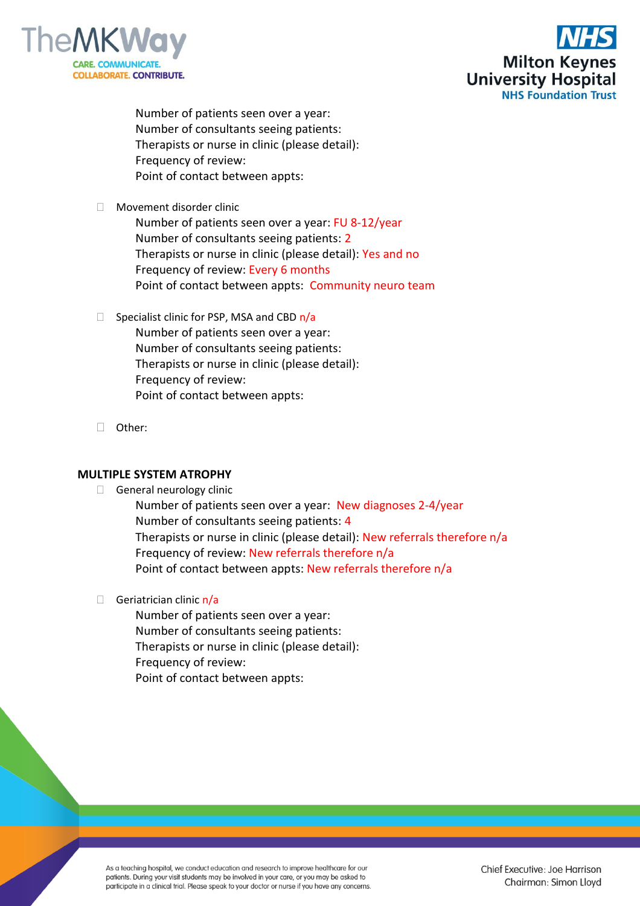Number of patients seen over a year:
Number of consultants seeing patients:
Therapists or nurse in clinic (please detail):
Frequency of review:
Point of contact between appts:

- ☐ Movement disorder clinic
  Number of patients seen over a year: FU 8-12/year
  Number of consultants seeing patients: 2
  Therapists or nurse in clinic (please detail): Yes and no
  Frequency of review: Every 6 months
  Point of contact between appts: Community neuro team

- ☐ Specialist clinic for PSP, MSA and CBD n/a
  Number of patients seen over a year:
  Number of consultants seeing patients:
  Therapists or nurse in clinic (please detail):
  Frequency of review:
  Point of contact between appts:

- ☐ Other:

**MULTIPLE SYSTEM ATROPHY**

- ☐ General neurology clinic
  Number of patients seen over a year: New diagnoses 2-4/year
  Number of consultants seeing patients: 4
  Therapists or nurse in clinic (please detail): New referrals therefore n/a
  Frequency of review: New referrals therefore n/a
  Point of contact between appts: New referrals therefore n/a

- ☐ Geriatrician clinic n/a
  Number of patients seen over a year:
  Number of consultants seeing patients:
  Therapists or nurse in clinic (please detail):
  Frequency of review:
  Point of contact between appts: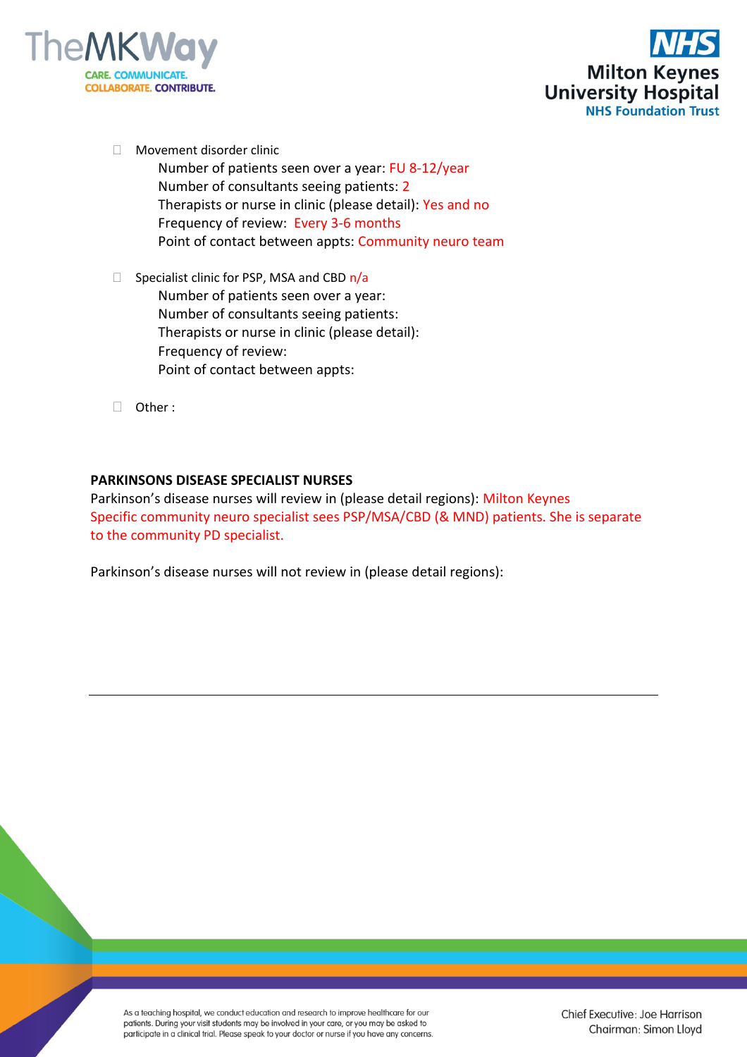- ☐ Movement disorder clinic
  - Number of patients seen over a year: FU 8-12/year
  - Number of consultants seeing patients: 2
  - Therapists or nurse in clinic (please detail): Yes and no
  - Frequency of review: Every 3-6 months
  - Point of contact between appts: Community neuro team

- ☐ Specialist clinic for PSP, MSA and CBD n/a
  - Number of patients seen over a year:
  - Number of consultants seeing patients:
  - Therapists or nurse in clinic (please detail):
  - Frequency of review:
  - Point of contact between appts:

- ☐ Other :

**PARKINSONS DISEASE SPECIALIST NURSES**

Parkinson's disease nurses will review in (please detail regions): Milton Keynes
Specific community neuro specialist sees PSP/MSA/CBD (& MND) patients. She is separate to the community PD specialist.

Parkinson's disease nurses will not review in (please detail regions):

---